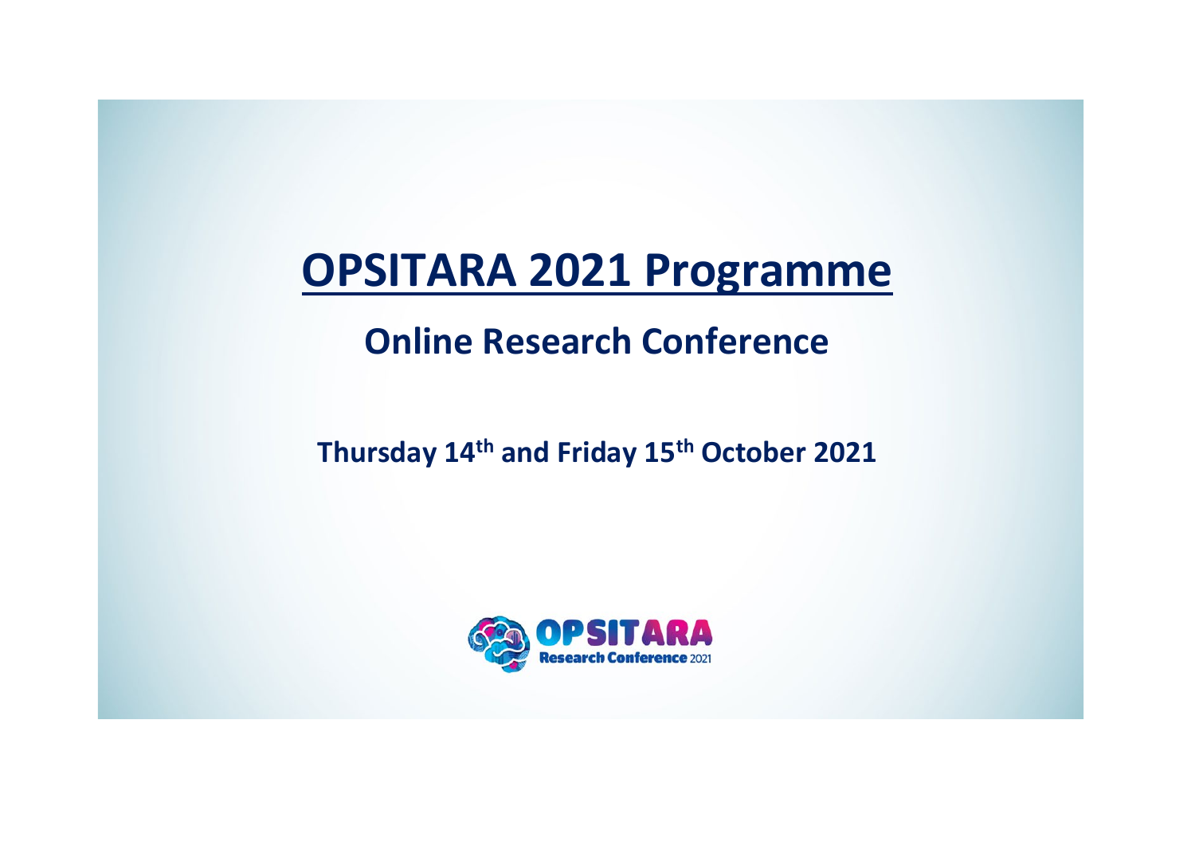# OPSITARA 2021 Programme

## Online Research Conference

**Thursday 14th and Friday 15th October 2021**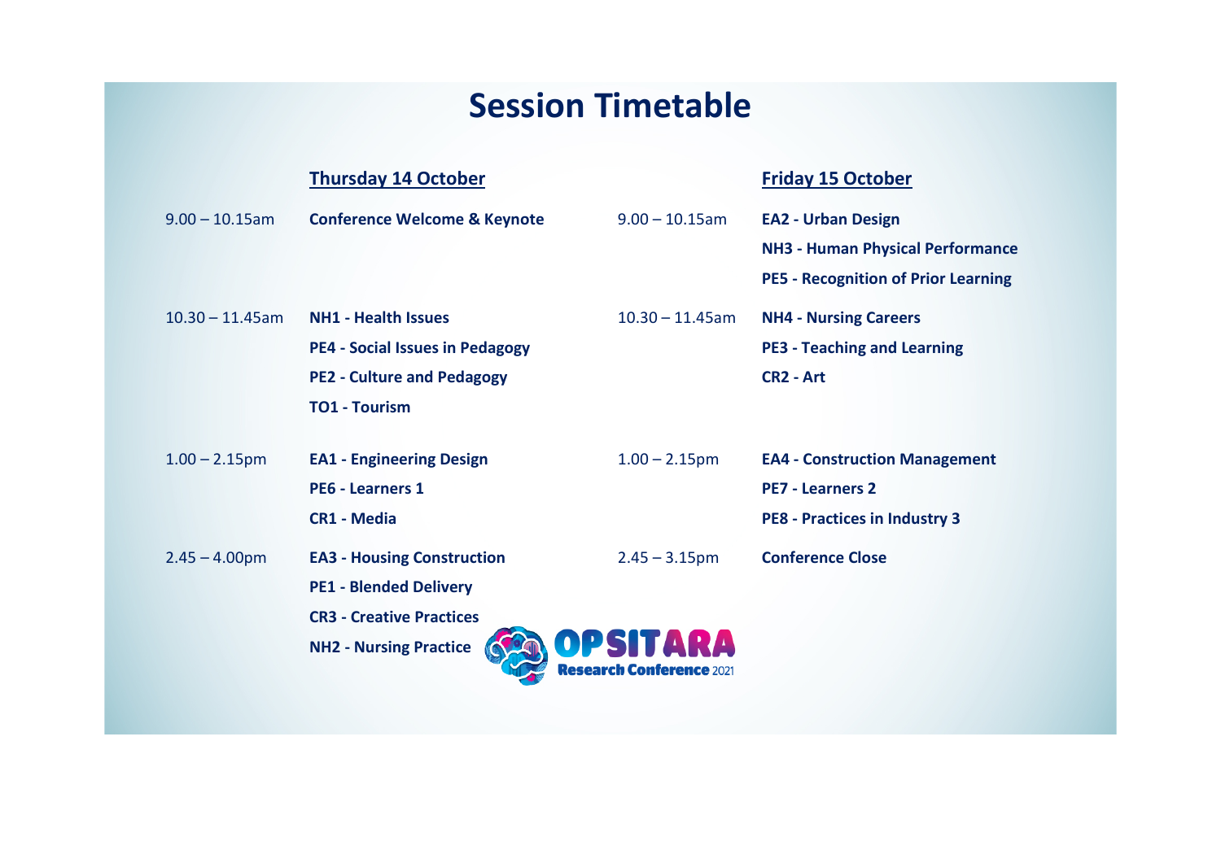# Session Timetable

## Thursday 14 October

| Time | Session |
|---|---|
| 9.00 – 10.15am | **Conference Welcome & Keynote** |
| 10.30 – 11.45am | **NH1 - Health Issues**<br>**PE4 - Social Issues in Pedagogy**<br>**PE2 - Culture and Pedagogy**<br>**TO1 - Tourism** |
| 1.00 – 2.15pm | **EA1 - Engineering Design**<br>**PE6 - Learners 1**<br>**CR1 - Media** |
| 2.45 – 4.00pm | **EA3 - Housing Construction**<br>**PE1 - Blended Delivery**<br>**CR3 - Creative Practices**<br>**NH2 - Nursing Practice** |

## Friday 15 October

| Time | Session |
|---|---|
| 9.00 – 10.15am | **EA2 - Urban Design**<br>**NH3 - Human Physical Performance**<br>**PE5 - Recognition of Prior Learning** |
| 10.30 – 11.45am | **NH4 - Nursing Careers**<br>**PE3 - Teaching and Learning**<br>**CR2 - Art** |
| 1.00 – 2.15pm | **EA4 - Construction Management**<br>**PE7 - Learners 2**<br>**PE8 - Practices in Industry 3** |
| 2.45 – 3.15pm | **Conference Close** |

OPSITARA Research Conference 2021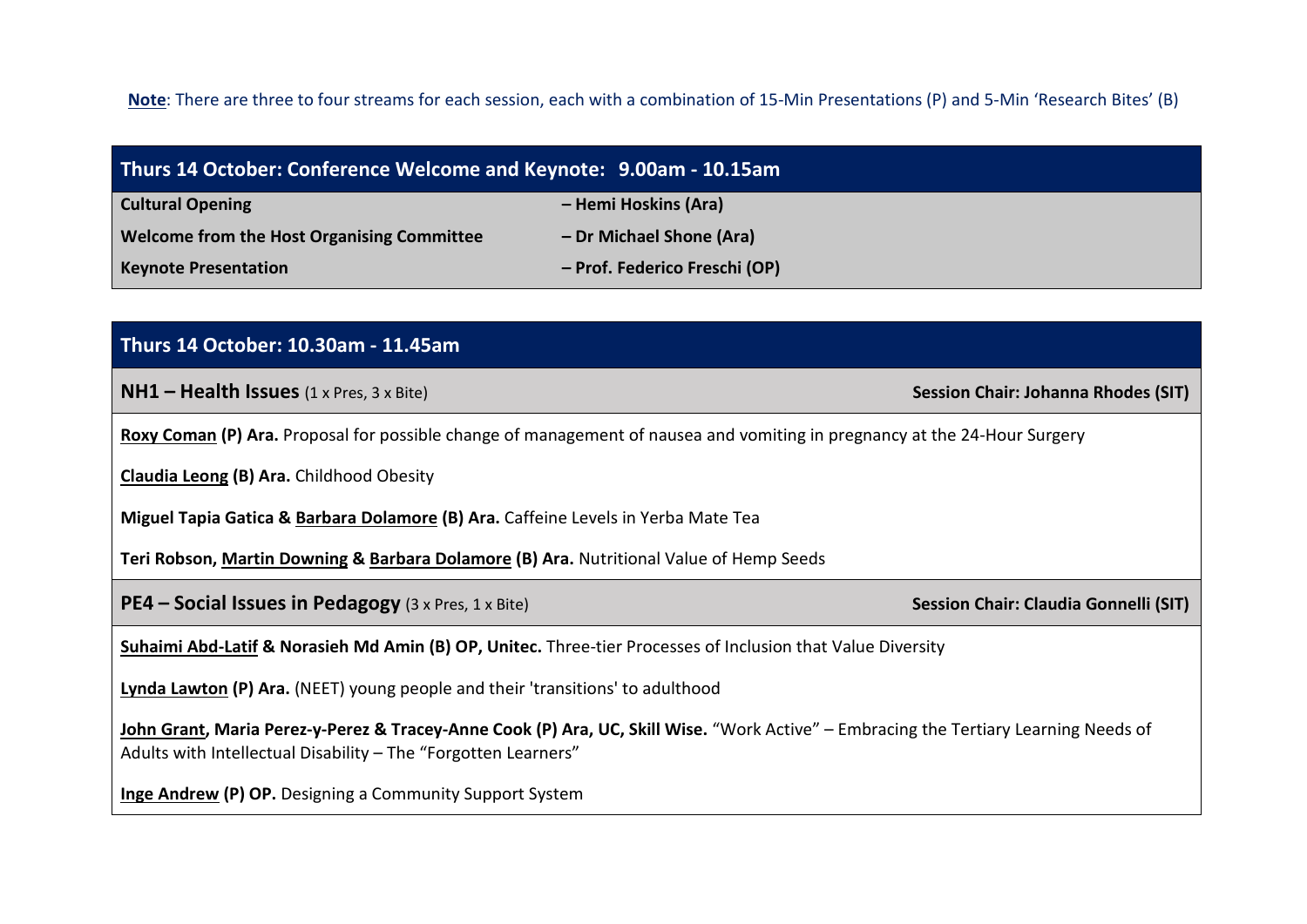**Note**: There are three to four streams for each session, each with a combination of 15-Min Presentations (P) and 5-Min 'Research Bites' (B)

## Thurs 14 October: Conference Welcome and Keynote: 9.00am - 10.15am

| | |
|---|---|
| **Cultural Opening** | **– Hemi Hoskins (Ara)** |
| **Welcome from the Host Organising Committee** | **– Dr Michael Shone (Ara)** |
| **Keynote Presentation** | **– Prof. Federico Freschi (OP)** |

## Thurs 14 October: 10.30am - 11.45am

### NH1 – Health Issues (1 x Pres, 3 x Bite)

**Session Chair: Johanna Rhodes (SIT)**

**Roxy Coman (P) Ara.** Proposal for possible change of management of nausea and vomiting in pregnancy at the 24-Hour Surgery

**Claudia Leong (B) Ara.** Childhood Obesity

**Miguel Tapia Gatica & Barbara Dolamore (B) Ara.** Caffeine Levels in Yerba Mate Tea

**Teri Robson, Martin Downing & Barbara Dolamore (B) Ara.** Nutritional Value of Hemp Seeds

### PE4 – Social Issues in Pedagogy (3 x Pres, 1 x Bite)

**Session Chair: Claudia Gonnelli (SIT)**

**Suhaimi Abd-Latif & Norasieh Md Amin (B) OP, Unitec.** Three-tier Processes of Inclusion that Value Diversity

**Lynda Lawton (P) Ara.** (NEET) young people and their 'transitions' to adulthood

**John Grant, Maria Perez-y-Perez & Tracey-Anne Cook (P) Ara, UC, Skill Wise.** "Work Active" – Embracing the Tertiary Learning Needs of Adults with Intellectual Disability – The "Forgotten Learners"

**Inge Andrew (P) OP.** Designing a Community Support System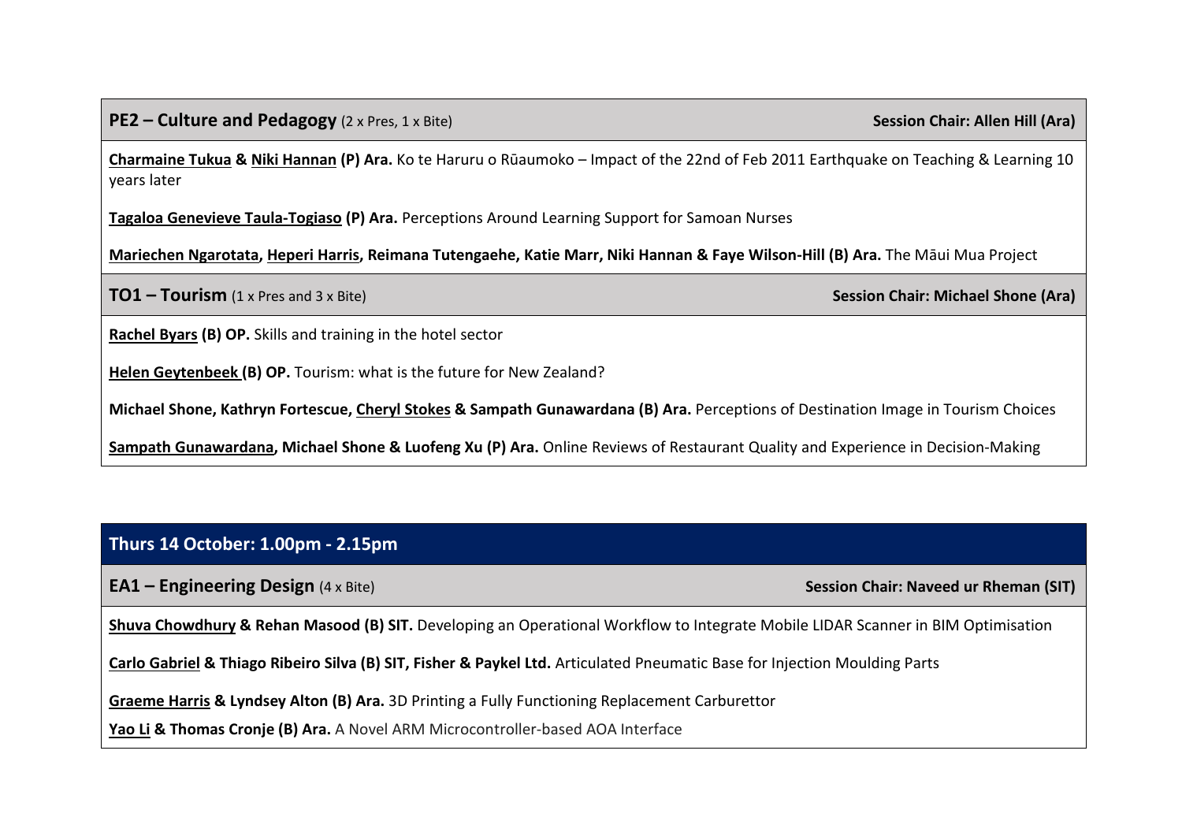### PE2 – Culture and Pedagogy (2 x Pres, 1 x Bite)

**Session Chair: Allen Hill (Ara)**

**Charmaine Tukua & Niki Hannan (P) Ara.** Ko te Haruru o Rūaumoko – Impact of the 22nd of Feb 2011 Earthquake on Teaching & Learning 10 years later

**Tagaloa Genevieve Taula-Togiaso (P) Ara.** Perceptions Around Learning Support for Samoan Nurses

**Mariechen Ngarotata, Heperi Harris, Reimana Tutengaehe, Katie Marr, Niki Hannan & Faye Wilson-Hill (B) Ara.** The Māui Mua Project

### TO1 – Tourism (1 x Pres and 3 x Bite)

**Session Chair: Michael Shone (Ara)**

**Rachel Byars (B) OP.** Skills and training in the hotel sector

**Helen Geytenbeek (B) OP.** Tourism: what is the future for New Zealand?

**Michael Shone, Kathryn Fortescue, Cheryl Stokes & Sampath Gunawardana (B) Ara.** Perceptions of Destination Image in Tourism Choices

**Sampath Gunawardana, Michael Shone & Luofeng Xu (P) Ara.** Online Reviews of Restaurant Quality and Experience in Decision-Making

## Thurs 14 October: 1.00pm - 2.15pm

### EA1 – Engineering Design (4 x Bite)

**Session Chair: Naveed ur Rheman (SIT)**

**Shuva Chowdhury & Rehan Masood (B) SIT.** Developing an Operational Workflow to Integrate Mobile LIDAR Scanner in BIM Optimisation

**Carlo Gabriel & Thiago Ribeiro Silva (B) SIT, Fisher & Paykel Ltd.** Articulated Pneumatic Base for Injection Moulding Parts

**Graeme Harris & Lyndsey Alton (B) Ara.** 3D Printing a Fully Functioning Replacement Carburettor

**Yao Li & Thomas Cronje (B) Ara.** A Novel ARM Microcontroller-based AOA Interface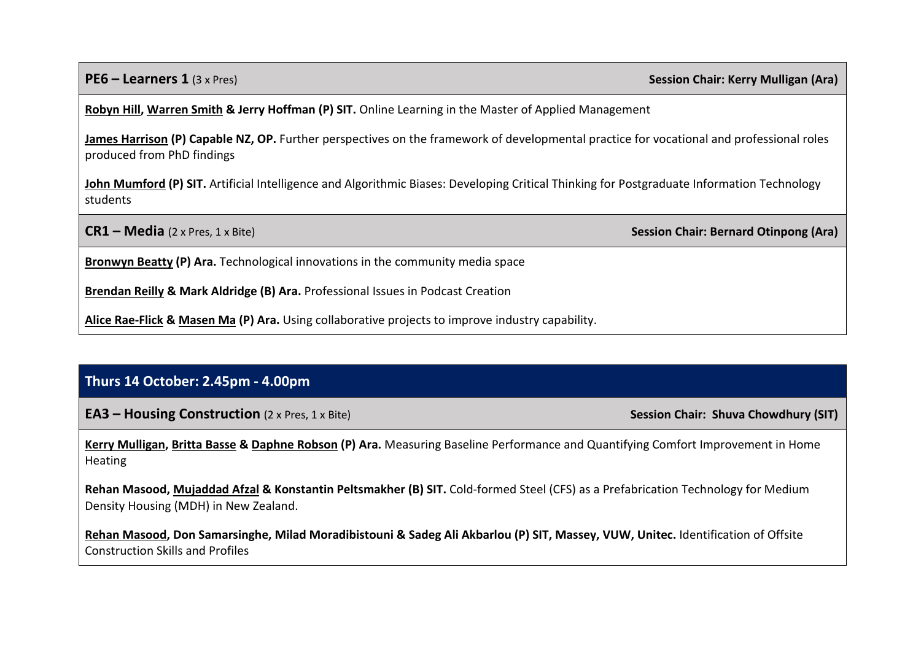**PE6 – Learners 1** (3 x Pres) **Session Chair: Kerry Mulligan (Ara)**

**Robyn Hill, Warren Smith & Jerry Hoffman (P) SIT.** Online Learning in the Master of Applied Management

**James Harrison (P) Capable NZ, OP.** Further perspectives on the framework of developmental practice for vocational and professional roles produced from PhD findings

**John Mumford (P) SIT.** Artificial Intelligence and Algorithmic Biases: Developing Critical Thinking for Postgraduate Information Technology students

**CR1 – Media** (2 x Pres, 1 x Bite) **Session Chair: Bernard Otinpong (Ara)**

**Bronwyn Beatty (P) Ara.** Technological innovations in the community media space

**Brendan Reilly & Mark Aldridge (B) Ara.** Professional Issues in Podcast Creation

**Alice Rae-Flick & Masen Ma (P) Ara.** Using collaborative projects to improve industry capability.

## Thurs 14 October: 2.45pm - 4.00pm

**EA3 – Housing Construction** (2 x Pres, 1 x Bite) **Session Chair: Shuva Chowdhury (SIT)**

**Kerry Mulligan, Britta Basse & Daphne Robson (P) Ara.** Measuring Baseline Performance and Quantifying Comfort Improvement in Home Heating

**Rehan Masood, Mujaddad Afzal & Konstantin Peltsmakher (B) SIT.** Cold-formed Steel (CFS) as a Prefabrication Technology for Medium Density Housing (MDH) in New Zealand.

**Rehan Masood, Don Samarsinghe, Milad Moradibistouni & Sadeg Ali Akbarlou (P) SIT, Massey, VUW, Unitec.** Identification of Offsite Construction Skills and Profiles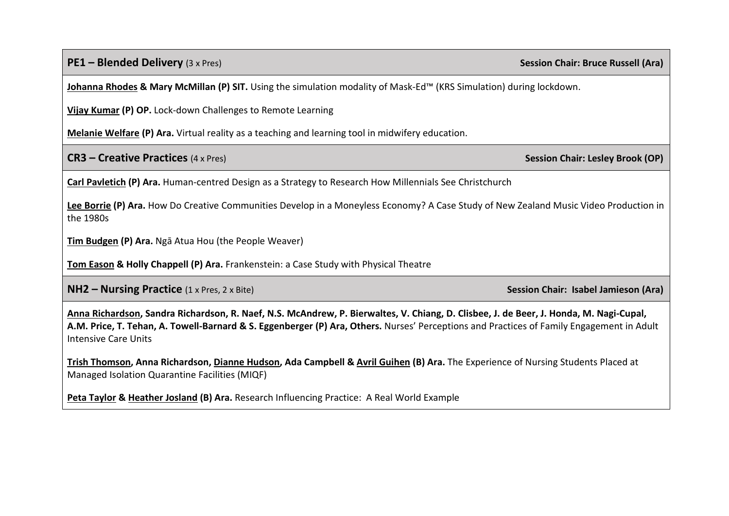## PE1 – Blended Delivery (3 x Pres)

**Session Chair: Bruce Russell (Ara)**

**Johanna Rhodes & Mary McMillan (P) SIT.** Using the simulation modality of Mask-Ed™ (KRS Simulation) during lockdown.

**Vijay Kumar (P) OP.** Lock-down Challenges to Remote Learning

**Melanie Welfare (P) Ara.** Virtual reality as a teaching and learning tool in midwifery education.

## CR3 – Creative Practices (4 x Pres)

**Session Chair: Lesley Brook (OP)**

**Carl Pavletich (P) Ara.** Human-centred Design as a Strategy to Research How Millennials See Christchurch

**Lee Borrie (P) Ara.** How Do Creative Communities Develop in a Moneyless Economy? A Case Study of New Zealand Music Video Production in the 1980s

**Tim Budgen (P) Ara.** Ngā Atua Hou (the People Weaver)

**Tom Eason & Holly Chappell (P) Ara.** Frankenstein: a Case Study with Physical Theatre

## NH2 – Nursing Practice (1 x Pres, 2 x Bite)

**Session Chair: Isabel Jamieson (Ara)**

**Anna Richardson, Sandra Richardson, R. Naef, N.S. McAndrew, P. Bierwaltes, V. Chiang, D. Clisbee, J. de Beer, J. Honda, M. Nagi-Cupal, A.M. Price, T. Tehan, A. Towell-Barnard & S. Eggenberger (P) Ara, Others.** Nurses' Perceptions and Practices of Family Engagement in Adult Intensive Care Units

**Trish Thomson, Anna Richardson, Dianne Hudson, Ada Campbell & Avril Guihen (B) Ara.** The Experience of Nursing Students Placed at Managed Isolation Quarantine Facilities (MIQF)

**Peta Taylor & Heather Josland (B) Ara.** Research Influencing Practice: A Real World Example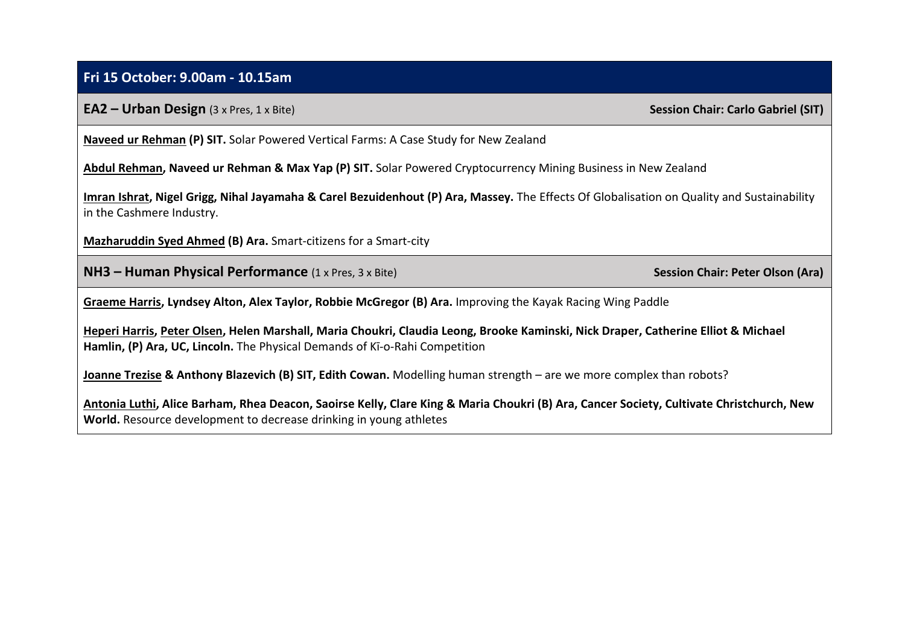## Fri 15 October: 9.00am - 10.15am

### EA2 – Urban Design (3 x Pres, 1 x Bite) — Session Chair: Carlo Gabriel (SIT)

**Naveed ur Rehman (P) SIT.** Solar Powered Vertical Farms: A Case Study for New Zealand

**Abdul Rehman, Naveed ur Rehman & Max Yap (P) SIT.** Solar Powered Cryptocurrency Mining Business in New Zealand

**Imran Ishrat, Nigel Grigg, Nihal Jayamaha & Carel Bezuidenhout (P) Ara, Massey.** The Effects Of Globalisation on Quality and Sustainability in the Cashmere Industry.

**Mazharuddin Syed Ahmed (B) Ara.** Smart-citizens for a Smart-city

### NH3 – Human Physical Performance (1 x Pres, 3 x Bite) — Session Chair: Peter Olson (Ara)

**Graeme Harris, Lyndsey Alton, Alex Taylor, Robbie McGregor (B) Ara.** Improving the Kayak Racing Wing Paddle

**Heperi Harris, Peter Olsen, Helen Marshall, Maria Choukri, Claudia Leong, Brooke Kaminski, Nick Draper, Catherine Elliot & Michael Hamlin, (P) Ara, UC, Lincoln.** The Physical Demands of Kī-o-Rahi Competition

**Joanne Trezise & Anthony Blazevich (B) SIT, Edith Cowan.** Modelling human strength – are we more complex than robots?

**Antonia Luthi, Alice Barham, Rhea Deacon, Saoirse Kelly, Clare King & Maria Choukri (B) Ara, Cancer Society, Cultivate Christchurch, New World.** Resource development to decrease drinking in young athletes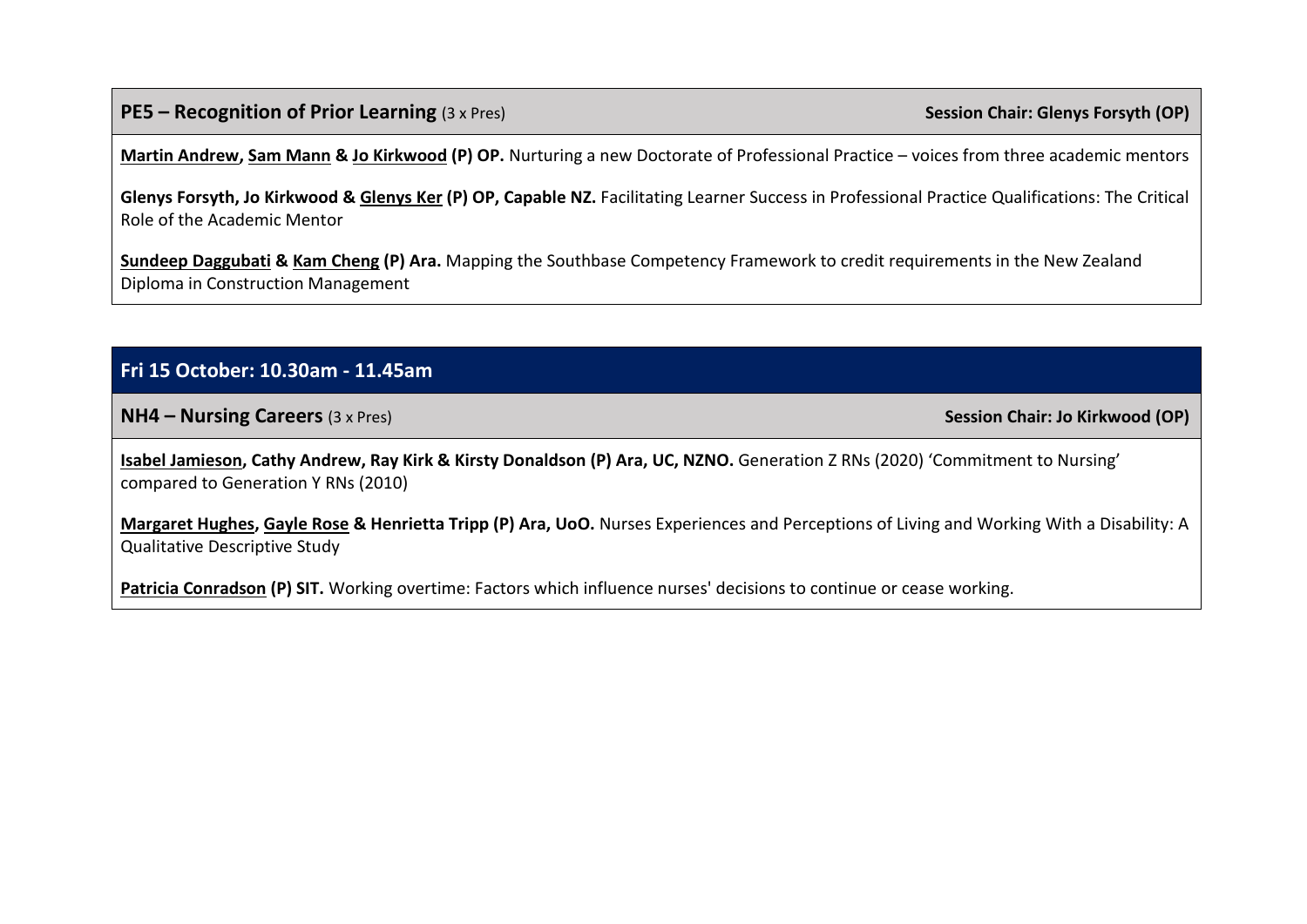### PE5 – Recognition of Prior Learning (3 x Pres)

**Session Chair: Glenys Forsyth (OP)**

**<u>Martin Andrew</u>, <u>Sam Mann</u> & <u>Jo Kirkwood</u> (P) OP.** Nurturing a new Doctorate of Professional Practice – voices from three academic mentors

**Glenys Forsyth, Jo Kirkwood & <u>Glenys Ker</u> (P) OP, Capable NZ.** Facilitating Learner Success in Professional Practice Qualifications: The Critical Role of the Academic Mentor

**<u>Sundeep Daggubati</u> & <u>Kam Cheng</u> (P) Ara.** Mapping the Southbase Competency Framework to credit requirements in the New Zealand Diploma in Construction Management

## Fri 15 October: 10.30am - 11.45am

### NH4 – Nursing Careers (3 x Pres)

**Session Chair: Jo Kirkwood (OP)**

**<u>Isabel Jamieson</u>, Cathy Andrew, Ray Kirk & Kirsty Donaldson (P) Ara, UC, NZNO.** Generation Z RNs (2020) 'Commitment to Nursing' compared to Generation Y RNs (2010)

**<u>Margaret Hughes</u>, <u>Gayle Rose</u> & Henrietta Tripp (P) Ara, UoO.** Nurses Experiences and Perceptions of Living and Working With a Disability: A Qualitative Descriptive Study

**<u>Patricia Conradson</u> (P) SIT.** Working overtime: Factors which influence nurses' decisions to continue or cease working.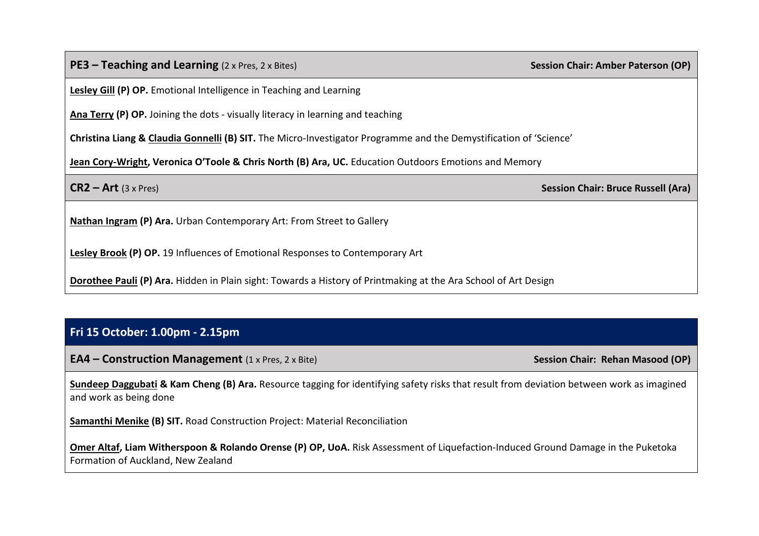### PE3 – Teaching and Learning (2 x Pres, 2 x Bites)

**Session Chair: Amber Paterson (OP)**

**Lesley Gill (P) OP.** Emotional Intelligence in Teaching and Learning

**Ana Terry (P) OP.** Joining the dots - visually literacy in learning and teaching

**Christina Liang & Claudia Gonnelli (B) SIT.** The Micro-Investigator Programme and the Demystification of 'Science'

**Jean Cory-Wright, Veronica O'Toole & Chris North (B) Ara, UC.** Education Outdoors Emotions and Memory

### CR2 – Art (3 x Pres)

**Session Chair: Bruce Russell (Ara)**

**Nathan Ingram (P) Ara.** Urban Contemporary Art: From Street to Gallery

**Lesley Brook (P) OP.** 19 Influences of Emotional Responses to Contemporary Art

**Dorothee Pauli (P) Ara.** Hidden in Plain sight: Towards a History of Printmaking at the Ara School of Art Design

## Fri 15 October: 1.00pm - 2.15pm

### EA4 – Construction Management (1 x Pres, 2 x Bite)

**Session Chair: Rehan Masood (OP)**

**Sundeep Daggubati & Kam Cheng (B) Ara.** Resource tagging for identifying safety risks that result from deviation between work as imagined and work as being done

**Samanthi Menike (B) SIT.** Road Construction Project: Material Reconciliation

**Omer Altaf, Liam Witherspoon & Rolando Orense (P) OP, UoA.** Risk Assessment of Liquefaction-Induced Ground Damage in the Puketoka Formation of Auckland, New Zealand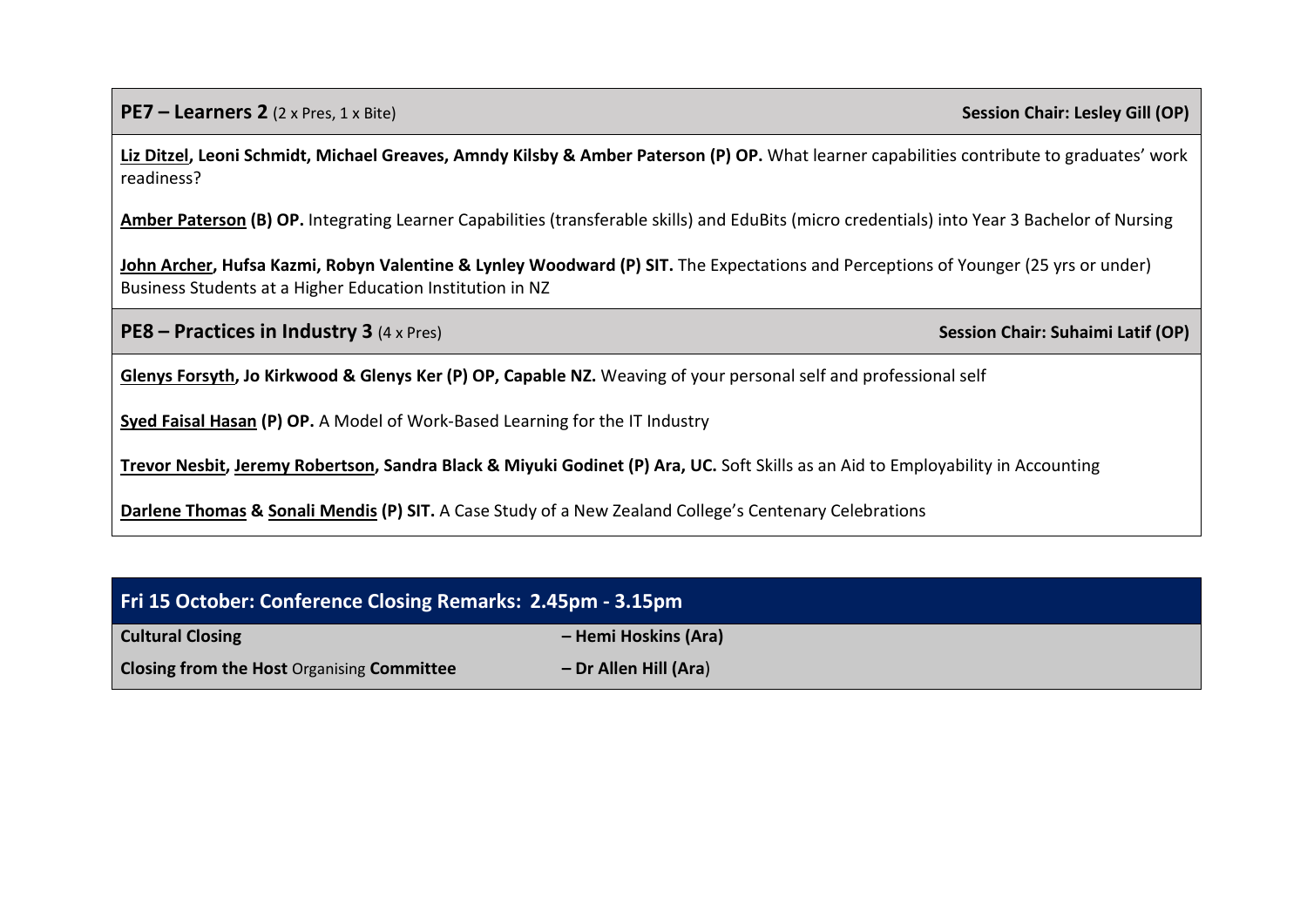**PE7 – Learners 2** (2 x Pres, 1 x Bite) **Session Chair: Lesley Gill (OP)**

**Liz Ditzel, Leoni Schmidt, Michael Greaves, Amndy Kilsby & Amber Paterson (P) OP.** What learner capabilities contribute to graduates' work readiness?

**Amber Paterson (B) OP.** Integrating Learner Capabilities (transferable skills) and EduBits (micro credentials) into Year 3 Bachelor of Nursing

**John Archer, Hufsa Kazmi, Robyn Valentine & Lynley Woodward (P) SIT.** The Expectations and Perceptions of Younger (25 yrs or under) Business Students at a Higher Education Institution in NZ

**PE8 – Practices in Industry 3** (4 x Pres) **Session Chair: Suhaimi Latif (OP)**

**Glenys Forsyth, Jo Kirkwood & Glenys Ker (P) OP, Capable NZ.** Weaving of your personal self and professional self

**Syed Faisal Hasan (P) OP.** A Model of Work-Based Learning for the IT Industry

**Trevor Nesbit, Jeremy Robertson, Sandra Black & Miyuki Godinet (P) Ara, UC.** Soft Skills as an Aid to Employability in Accounting

**Darlene Thomas & Sonali Mendis (P) SIT.** A Case Study of a New Zealand College's Centenary Celebrations

## Fri 15 October: Conference Closing Remarks: 2.45pm - 3.15pm

| | |
|---|---|
| **Cultural Closing** | **– Hemi Hoskins (Ara)** |
| **Closing from the Host** Organising **Committee** | **– Dr Allen Hill (Ara)** |